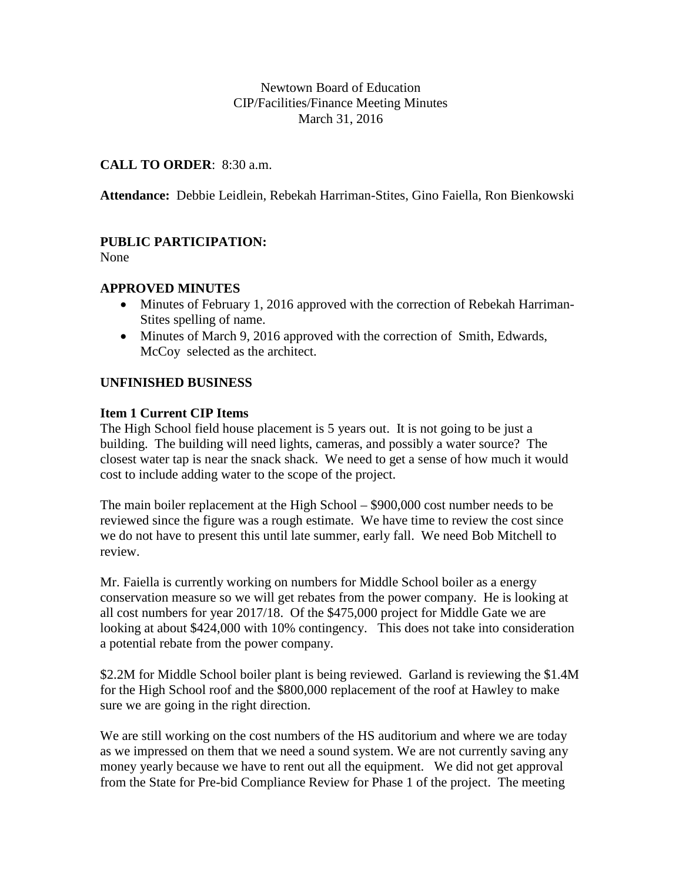Newtown Board of Education
CIP/Facilities/Finance Meeting Minutes
March 31, 2016

**CALL TO ORDER**: 8:30 a.m.

**Attendance:** Debbie Leidlein, Rebekah Harriman-Stites, Gino Faiella, Ron Bienkowski

## PUBLIC PARTICIPATION:

None

## APPROVED MINUTES

- Minutes of February 1, 2016 approved with the correction of Rebekah Harriman-Stites spelling of name.
- Minutes of March 9, 2016 approved with the correction of Smith, Edwards, McCoy selected as the architect.

## UNFINISHED BUSINESS

### Item 1 Current CIP Items

The High School field house placement is 5 years out. It is not going to be just a building. The building will need lights, cameras, and possibly a water source? The closest water tap is near the snack shack. We need to get a sense of how much it would cost to include adding water to the scope of the project.

The main boiler replacement at the High School – $900,000 cost number needs to be reviewed since the figure was a rough estimate. We have time to review the cost since we do not have to present this until late summer, early fall. We need Bob Mitchell to review.

Mr. Faiella is currently working on numbers for Middle School boiler as a energy conservation measure so we will get rebates from the power company. He is looking at all cost numbers for year 2017/18. Of the $475,000 project for Middle Gate we are looking at about $424,000 with 10% contingency. This does not take into consideration a potential rebate from the power company.

$2.2M for Middle School boiler plant is being reviewed. Garland is reviewing the $1.4M for the High School roof and the $800,000 replacement of the roof at Hawley to make sure we are going in the right direction.

We are still working on the cost numbers of the HS auditorium and where we are today as we impressed on them that we need a sound system. We are not currently saving any money yearly because we have to rent out all the equipment. We did not get approval from the State for Pre-bid Compliance Review for Phase 1 of the project. The meeting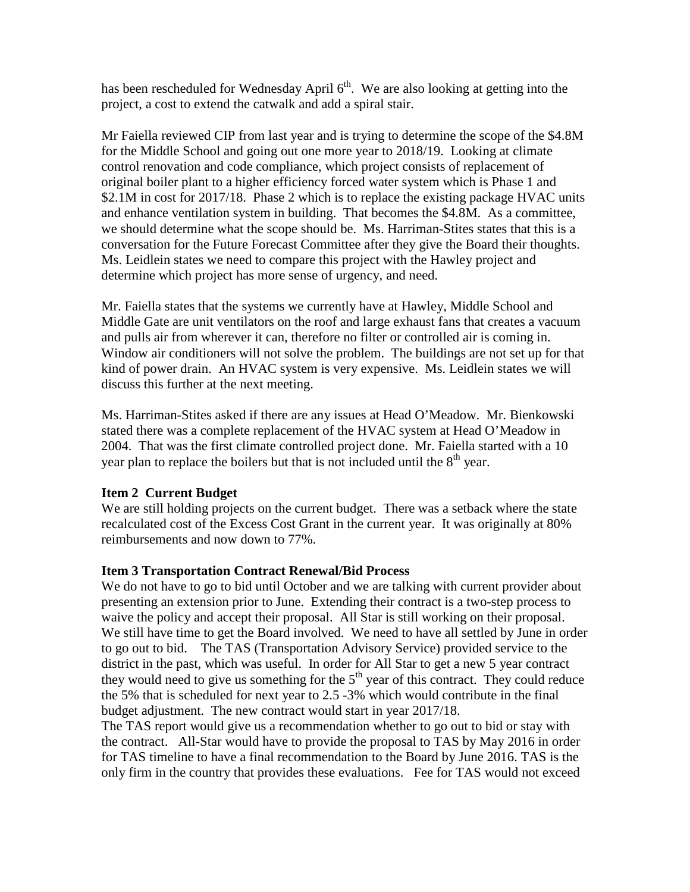has been rescheduled for Wednesday April 6th. We are also looking at getting into the project, a cost to extend the catwalk and add a spiral stair.

Mr Faiella reviewed CIP from last year and is trying to determine the scope of the $4.8M for the Middle School and going out one more year to 2018/19. Looking at climate control renovation and code compliance, which project consists of replacement of original boiler plant to a higher efficiency forced water system which is Phase 1 and $2.1M in cost for 2017/18. Phase 2 which is to replace the existing package HVAC units and enhance ventilation system in building. That becomes the $4.8M. As a committee, we should determine what the scope should be. Ms. Harriman-Stites states that this is a conversation for the Future Forecast Committee after they give the Board their thoughts. Ms. Leidlein states we need to compare this project with the Hawley project and determine which project has more sense of urgency, and need.

Mr. Faiella states that the systems we currently have at Hawley, Middle School and Middle Gate are unit ventilators on the roof and large exhaust fans that creates a vacuum and pulls air from wherever it can, therefore no filter or controlled air is coming in. Window air conditioners will not solve the problem. The buildings are not set up for that kind of power drain. An HVAC system is very expensive. Ms. Leidlein states we will discuss this further at the next meeting.

Ms. Harriman-Stites asked if there are any issues at Head O'Meadow. Mr. Bienkowski stated there was a complete replacement of the HVAC system at Head O'Meadow in 2004. That was the first climate controlled project done. Mr. Faiella started with a 10 year plan to replace the boilers but that is not included until the 8th year.

**Item 2 Current Budget**

We are still holding projects on the current budget. There was a setback where the state recalculated cost of the Excess Cost Grant in the current year. It was originally at 80% reimbursements and now down to 77%.

**Item 3 Transportation Contract Renewal/Bid Process**

We do not have to go to bid until October and we are talking with current provider about presenting an extension prior to June. Extending their contract is a two-step process to waive the policy and accept their proposal. All Star is still working on their proposal. We still have time to get the Board involved. We need to have all settled by June in order to go out to bid. The TAS (Transportation Advisory Service) provided service to the district in the past, which was useful. In order for All Star to get a new 5 year contract they would need to give us something for the 5th year of this contract. They could reduce the 5% that is scheduled for next year to 2.5 -3% which would contribute in the final budget adjustment. The new contract would start in year 2017/18.
The TAS report would give us a recommendation whether to go out to bid or stay with the contract. All-Star would have to provide the proposal to TAS by May 2016 in order for TAS timeline to have a final recommendation to the Board by June 2016. TAS is the only firm in the country that provides these evaluations. Fee for TAS would not exceed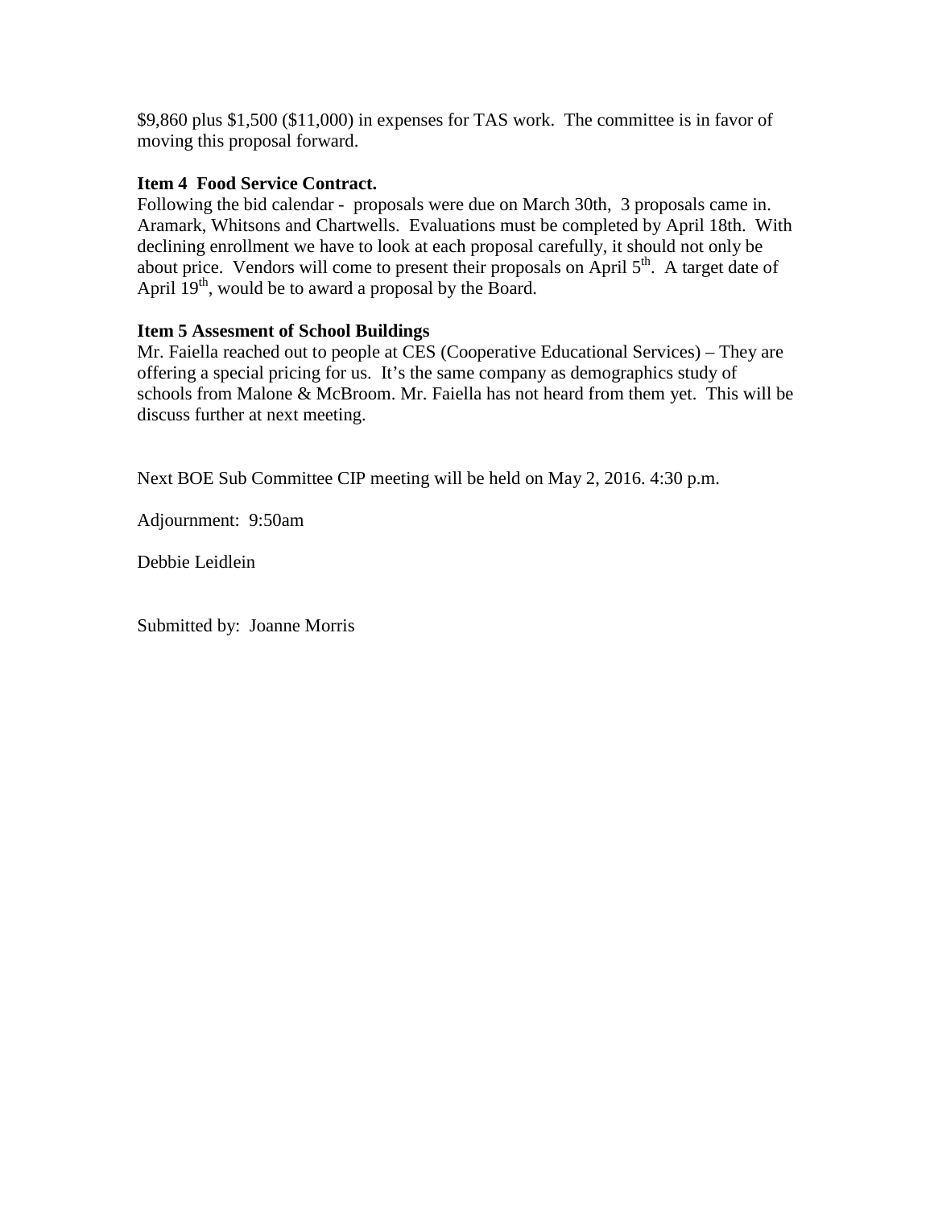$9,860 plus $1,500 ($11,000) in expenses for TAS work. The committee is in favor of moving this proposal forward.

**Item 4 Food Service Contract.**

Following the bid calendar - proposals were due on March 30th, 3 proposals came in. Aramark, Whitsons and Chartwells. Evaluations must be completed by April 18th. With declining enrollment we have to look at each proposal carefully, it should not only be about price. Vendors will come to present their proposals on April 5th. A target date of April 19th, would be to award a proposal by the Board.

**Item 5 Assesment of School Buildings**

Mr. Faiella reached out to people at CES (Cooperative Educational Services) – They are offering a special pricing for us. It's the same company as demographics study of schools from Malone & McBroom. Mr. Faiella has not heard from them yet. This will be discuss further at next meeting.

Next BOE Sub Committee CIP meeting will be held on May 2, 2016. 4:30 p.m.

Adjournment: 9:50am

Debbie Leidlein

Submitted by: Joanne Morris